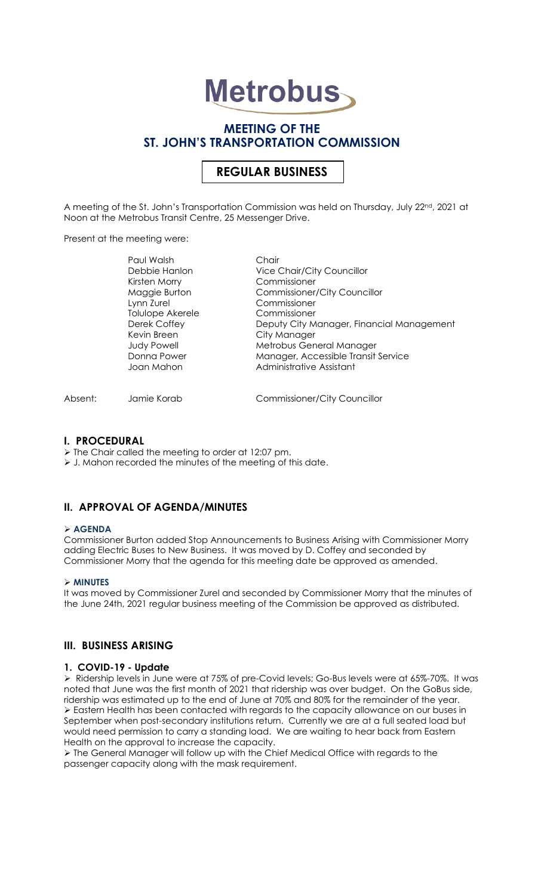# Metrobus

## MEETING OF THE ST. JOHN'S TRANSPORTATION COMMISSION

### REGULAR BUSINESS

A meeting of the St. John's Transportation Commission was held on Thursday, July 22nd, 2021 at Noon at the Metrobus Transit Centre, 25 Messenger Drive.

Present at the meeting were:

| | |
|---|---|
| Paul Walsh | Chair |
| Debbie Hanlon | Vice Chair/City Councillor |
| Kirsten Morry | Commissioner |
| Maggie Burton | Commissioner/City Councillor |
| Lynn Zurel | Commissioner |
| Tolulope Akerele | Commissioner |
| Derek Coffey | Deputy City Manager, Financial Management |
| Kevin Breen | City Manager |
| Judy Powell | Metrobus General Manager |
| Donna Power | Manager, Accessible Transit Service |
| Joan Mahon | Administrative Assistant |

Absent: Jamie Korab — Commissioner/City Councillor

## I. PROCEDURAL

- The Chair called the meeting to order at 12:07 pm.
- J. Mahon recorded the minutes of the meeting of this date.

## II. APPROVAL OF AGENDA/MINUTES

- **AGENDA**

Commissioner Burton added Stop Announcements to Business Arising with Commissioner Morry adding Electric Buses to New Business. It was moved by D. Coffey and seconded by Commissioner Morry that the agenda for this meeting date be approved as amended.

- **MINUTES**

It was moved by Commissioner Zurel and seconded by Commissioner Morry that the minutes of the June 24th, 2021 regular business meeting of the Commission be approved as distributed.

## III. BUSINESS ARISING

### 1. COVID-19 - Update

- Ridership levels in June were at 75% of pre-Covid levels; Go-Bus levels were at 65%-70%. It was noted that June was the first month of 2021 that ridership was over budget. On the GoBus side, ridership was estimated up to the end of June at 70% and 80% for the remainder of the year.
- Eastern Health has been contacted with regards to the capacity allowance on our buses in September when post-secondary institutions return. Currently we are at a full seated load but would need permission to carry a standing load. We are waiting to hear back from Eastern Health on the approval to increase the capacity.
- The General Manager will follow up with the Chief Medical Office with regards to the passenger capacity along with the mask requirement.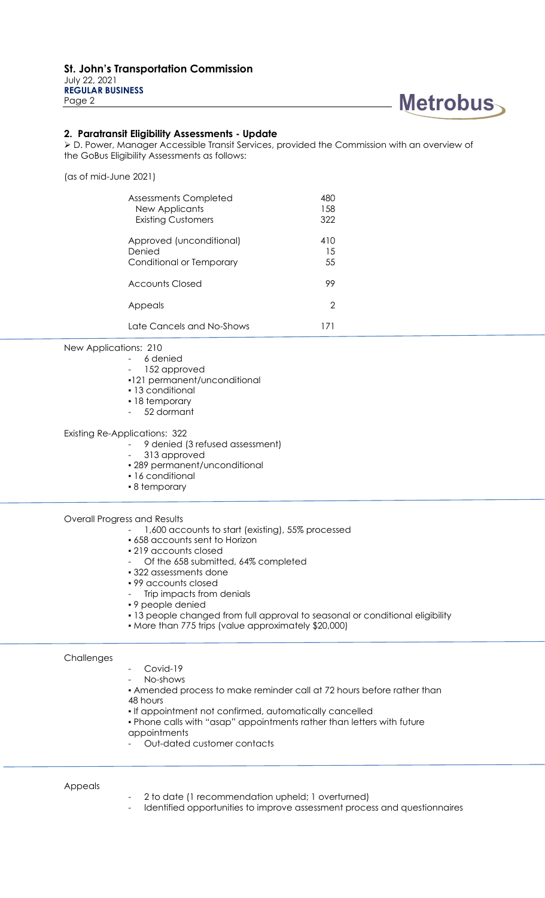## 2. Paratransit Eligibility Assessments - Update

➢ D. Power, Manager Accessible Transit Services, provided the Commission with an overview of the GoBus Eligibility Assessments as follows:

(as of mid-June 2021)

| | |
|---|---|
| Assessments Completed | 480 |
| New Applicants | 158 |
| Existing Customers | 322 |
| Approved (unconditional) | 410 |
| Denied | 15 |
| Conditional or Temporary | 55 |
| Accounts Closed | 99 |
| Appeals | 2 |
| Late Cancels and No-Shows | 171 |

New Applications: 210

- 6 denied
- 152 approved
  - 121 permanent/unconditional
  - 13 conditional
  - 18 temporary
- 52 dormant

Existing Re-Applications: 322

- 9 denied (3 refused assessment)
- 313 approved
  - 289 permanent/unconditional
  - 16 conditional
  - 8 temporary

Overall Progress and Results

- 1,600 accounts to start (existing), 55% processed
  - 658 accounts sent to Horizon
  - 219 accounts closed
- Of the 658 submitted, 64% completed
  - 322 assessments done
  - 99 accounts closed
- Trip impacts from denials
  - 9 people denied
  - 13 people changed from full approval to seasonal or conditional eligibility
  - More than 775 trips (value approximately $20,000)

Challenges

- Covid-19
- No-shows
  - Amended process to make reminder call at 72 hours before rather than 48 hours
  - If appointment not confirmed, automatically cancelled
  - Phone calls with "asap" appointments rather than letters with future appointments
- Out-dated customer contacts

Appeals

- 2 to date (1 recommendation upheld; 1 overturned)
- Identified opportunities to improve assessment process and questionnaires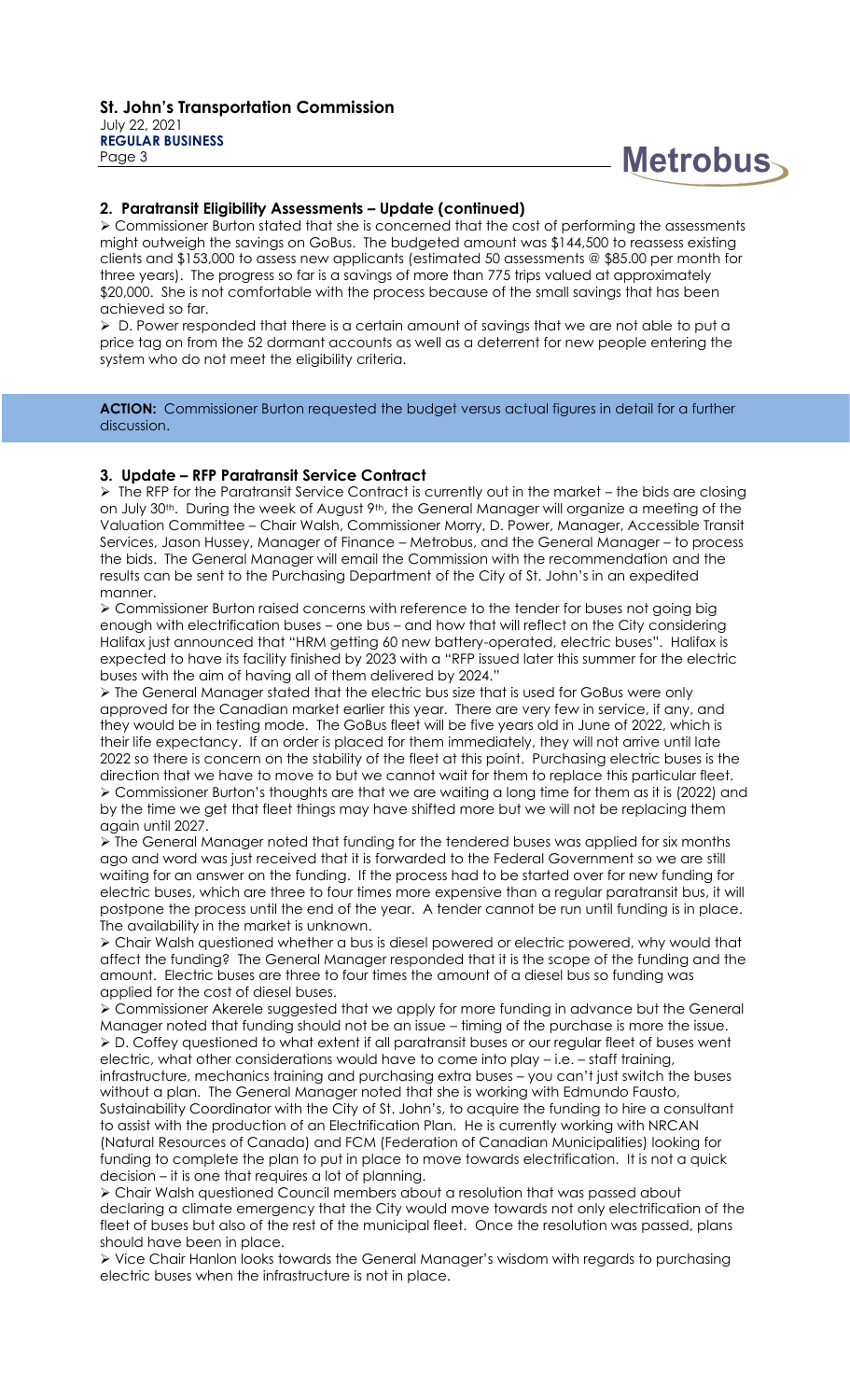## 2. Paratransit Eligibility Assessments – Update (continued)

➢ Commissioner Burton stated that she is concerned that the cost of performing the assessments might outweigh the savings on GoBus. The budgeted amount was $144,500 to reassess existing clients and $153,000 to assess new applicants (estimated 50 assessments @ $85.00 per month for three years). The progress so far is a savings of more than 775 trips valued at approximately $20,000. She is not comfortable with the process because of the small savings that has been achieved so far.

➢ D. Power responded that there is a certain amount of savings that we are not able to put a price tag on from the 52 dormant accounts as well as a deterrent for new people entering the system who do not meet the eligibility criteria.

**ACTION:** Commissioner Burton requested the budget versus actual figures in detail for a further discussion.

## 3. Update – RFP Paratransit Service Contract

➢ The RFP for the Paratransit Service Contract is currently out in the market – the bids are closing on July 30th. During the week of August 9th, the General Manager will organize a meeting of the Valuation Committee – Chair Walsh, Commissioner Morry, D. Power, Manager, Accessible Transit Services, Jason Hussey, Manager of Finance – Metrobus, and the General Manager – to process the bids. The General Manager will email the Commission with the recommendation and the results can be sent to the Purchasing Department of the City of St. John's in an expedited manner.

➢ Commissioner Burton raised concerns with reference to the tender for buses not going big enough with electrification buses – one bus – and how that will reflect on the City considering Halifax just announced that "HRM getting 60 new battery-operated, electric buses". Halifax is expected to have its facility finished by 2023 with a "RFP issued later this summer for the electric buses with the aim of having all of them delivered by 2024."

➢ The General Manager stated that the electric bus size that is used for GoBus were only approved for the Canadian market earlier this year. There are very few in service, if any, and they would be in testing mode. The GoBus fleet will be five years old in June of 2022, which is their life expectancy. If an order is placed for them immediately, they will not arrive until late 2022 so there is concern on the stability of the fleet at this point. Purchasing electric buses is the direction that we have to move to but we cannot wait for them to replace this particular fleet.

➢ Commissioner Burton's thoughts are that we are waiting a long time for them as it is (2022) and by the time we get that fleet things may have shifted more but we will not be replacing them again until 2027.

➢ The General Manager noted that funding for the tendered buses was applied for six months ago and word was just received that it is forwarded to the Federal Government so we are still waiting for an answer on the funding. If the process had to be started over for new funding for electric buses, which are three to four times more expensive than a regular paratransit bus, it will postpone the process until the end of the year. A tender cannot be run until funding is in place. The availability in the market is unknown.

➢ Chair Walsh questioned whether a bus is diesel powered or electric powered, why would that affect the funding? The General Manager responded that it is the scope of the funding and the amount. Electric buses are three to four times the amount of a diesel bus so funding was applied for the cost of diesel buses.

➢ Commissioner Akerele suggested that we apply for more funding in advance but the General Manager noted that funding should not be an issue – timing of the purchase is more the issue.

➢ D. Coffey questioned to what extent if all paratransit buses or our regular fleet of buses went electric, what other considerations would have to come into play – i.e. – staff training, infrastructure, mechanics training and purchasing extra buses – you can't just switch the buses without a plan. The General Manager noted that she is working with Edmundo Fausto, Sustainability Coordinator with the City of St. John's, to acquire the funding to hire a consultant to assist with the production of an Electrification Plan. He is currently working with NRCAN (Natural Resources of Canada) and FCM (Federation of Canadian Municipalities) looking for funding to complete the plan to put in place to move towards electrification. It is not a quick decision – it is one that requires a lot of planning.

➢ Chair Walsh questioned Council members about a resolution that was passed about declaring a climate emergency that the City would move towards not only electrification of the fleet of buses but also of the rest of the municipal fleet. Once the resolution was passed, plans should have been in place.

➢ Vice Chair Hanlon looks towards the General Manager's wisdom with regards to purchasing electric buses when the infrastructure is not in place.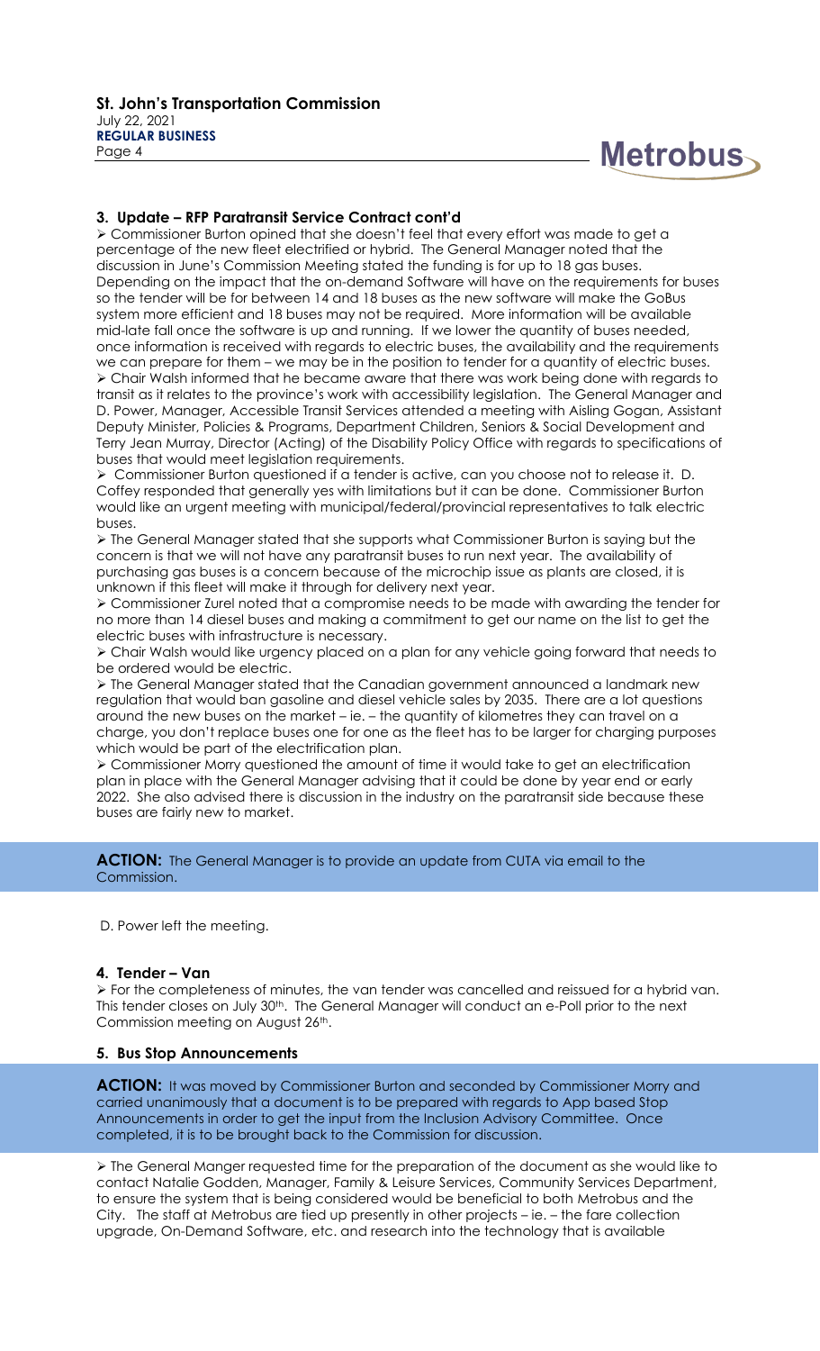### 3. Update – RFP Paratransit Service Contract cont'd

- Commissioner Burton opined that she doesn't feel that every effort was made to get a percentage of the new fleet electrified or hybrid. The General Manager noted that the discussion in June's Commission Meeting stated the funding is for up to 18 gas buses. Depending on the impact that the on-demand Software will have on the requirements for buses so the tender will be for between 14 and 18 buses as the new software will make the GoBus system more efficient and 18 buses may not be required. More information will be available mid-late fall once the software is up and running. If we lower the quantity of buses needed, once information is received with regards to electric buses, the availability and the requirements we can prepare for them – we may be in the position to tender for a quantity of electric buses.
- Chair Walsh informed that he became aware that there was work being done with regards to transit as it relates to the province's work with accessibility legislation. The General Manager and D. Power, Manager, Accessible Transit Services attended a meeting with Aisling Gogan, Assistant Deputy Minister, Policies & Programs, Department Children, Seniors & Social Development and Terry Jean Murray, Director (Acting) of the Disability Policy Office with regards to specifications of buses that would meet legislation requirements.
- Commissioner Burton questioned if a tender is active, can you choose not to release it. D. Coffey responded that generally yes with limitations but it can be done. Commissioner Burton would like an urgent meeting with municipal/federal/provincial representatives to talk electric buses.
- The General Manager stated that she supports what Commissioner Burton is saying but the concern is that we will not have any paratransit buses to run next year. The availability of purchasing gas buses is a concern because of the microchip issue as plants are closed, it is unknown if this fleet will make it through for delivery next year.
- Commissioner Zurel noted that a compromise needs to be made with awarding the tender for no more than 14 diesel buses and making a commitment to get our name on the list to get the electric buses with infrastructure is necessary.
- Chair Walsh would like urgency placed on a plan for any vehicle going forward that needs to be ordered would be electric.
- The General Manager stated that the Canadian government announced a landmark new regulation that would ban gasoline and diesel vehicle sales by 2035. There are a lot questions around the new buses on the market – ie. – the quantity of kilometres they can travel on a charge, you don't replace buses one for one as the fleet has to be larger for charging purposes which would be part of the electrification plan.
- Commissioner Morry questioned the amount of time it would take to get an electrification plan in place with the General Manager advising that it could be done by year end or early 2022. She also advised there is discussion in the industry on the paratransit side because these buses are fairly new to market.

**ACTION:** The General Manager is to provide an update from CUTA via email to the Commission.

D. Power left the meeting.

### 4. Tender – Van

- For the completeness of minutes, the van tender was cancelled and reissued for a hybrid van. This tender closes on July 30th. The General Manager will conduct an e-Poll prior to the next Commission meeting on August 26th.

### 5. Bus Stop Announcements

**ACTION:** It was moved by Commissioner Burton and seconded by Commissioner Morry and carried unanimously that a document is to be prepared with regards to App based Stop Announcements in order to get the input from the Inclusion Advisory Committee. Once completed, it is to be brought back to the Commission for discussion.

- The General Manger requested time for the preparation of the document as she would like to contact Natalie Godden, Manager, Family & Leisure Services, Community Services Department, to ensure the system that is being considered would be beneficial to both Metrobus and the City. The staff at Metrobus are tied up presently in other projects – ie. – the fare collection upgrade, On-Demand Software, etc. and research into the technology that is available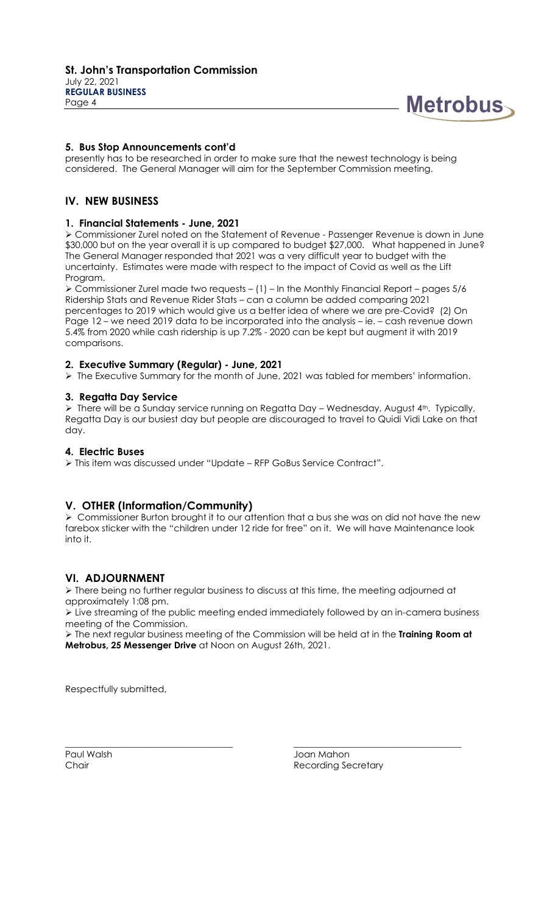### 5. Bus Stop Announcements cont'd

presently has to be researched in order to make sure that the newest technology is being considered. The General Manager will aim for the September Commission meeting.

## IV. NEW BUSINESS

### 1. Financial Statements - June, 2021

- Commissioner Zurel noted on the Statement of Revenue - Passenger Revenue is down in June $30,000 but on the year overall it is up compared to budget $27,000. What happened in June? The General Manager responded that 2021 was a very difficult year to budget with the uncertainty. Estimates were made with respect to the impact of Covid as well as the Lift Program.
- Commissioner Zurel made two requests – (1) – In the Monthly Financial Report – pages 5/6 Ridership Stats and Revenue Rider Stats – can a column be added comparing 2021 percentages to 2019 which would give us a better idea of where we are pre-Covid? (2) On Page 12 – we need 2019 data to be incorporated into the analysis – ie. – cash revenue down 5.4% from 2020 while cash ridership is up 7.2% - 2020 can be kept but augment it with 2019 comparisons.

### 2. Executive Summary (Regular) - June, 2021

- The Executive Summary for the month of June, 2021 was tabled for members' information.

### 3. Regatta Day Service

- There will be a Sunday service running on Regatta Day – Wednesday, August 4th. Typically, Regatta Day is our busiest day but people are discouraged to travel to Quidi Vidi Lake on that day.

### 4. Electric Buses

- This item was discussed under "Update – RFP GoBus Service Contract".

## V. OTHER (Information/Community)

- Commissioner Burton brought it to our attention that a bus she was on did not have the new farebox sticker with the "children under 12 ride for free" on it. We will have Maintenance look into it.

## VI. ADJOURNMENT

- There being no further regular business to discuss at this time, the meeting adjourned at approximately 1:08 pm.
- Live streaming of the public meeting ended immediately followed by an in-camera business meeting of the Commission.
- The next regular business meeting of the Commission will be held at in the **Training Room at Metrobus, 25 Messenger Drive** at Noon on August 26th, 2021.

Respectfully submitted,

| | |
|---|---|
| Paul Walsh | Joan Mahon |
| Chair | Recording Secretary |